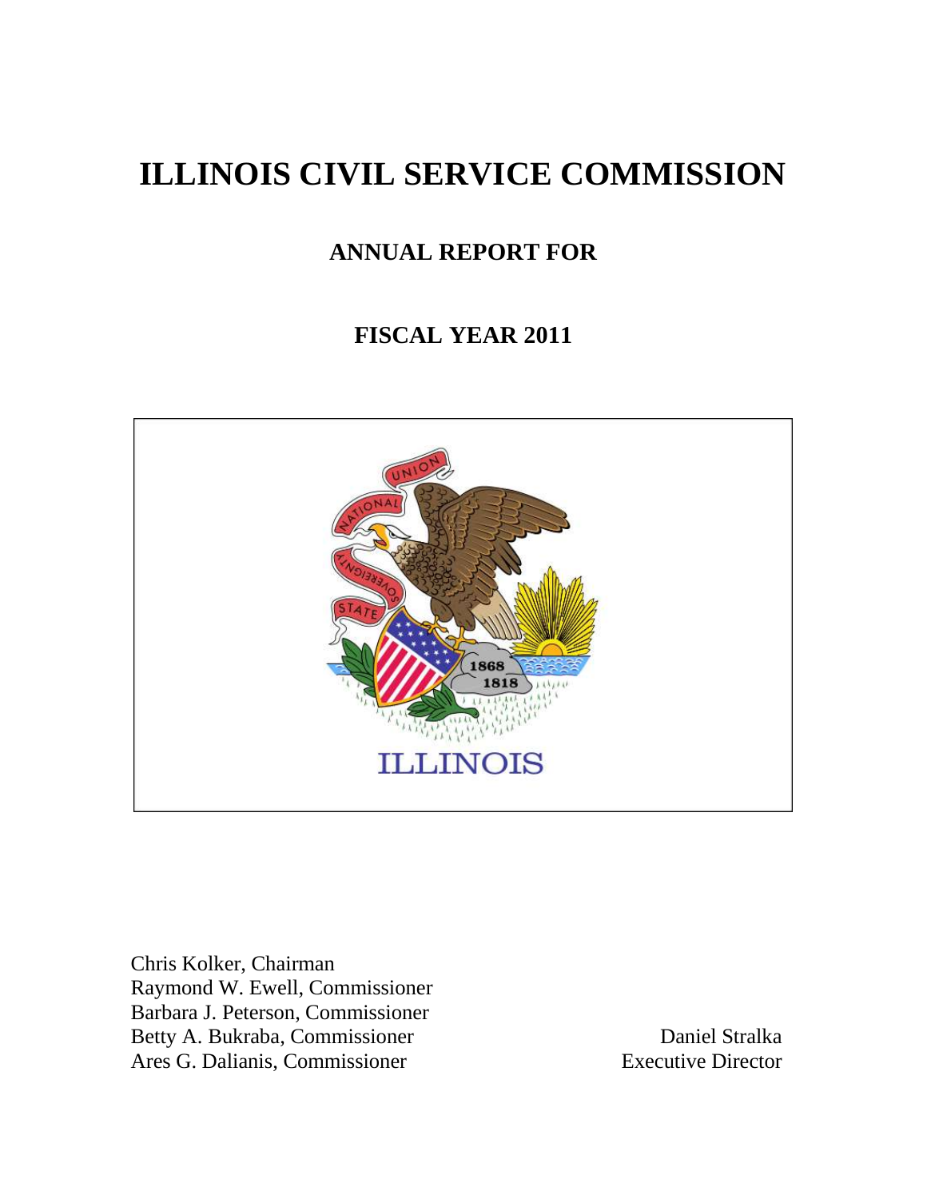# ILLINOIS CIVIL SERVICE COMMISSION

## ANNUAL REPORT FOR

## FISCAL YEAR 2011

Chris Kolker, Chairman
Raymond W. Ewell, Commissioner
Barbara J. Peterson, Commissioner
Betty A. Bukraba, Commissioner
Ares G. Dalianis, Commissioner

Daniel Stralka
Executive Director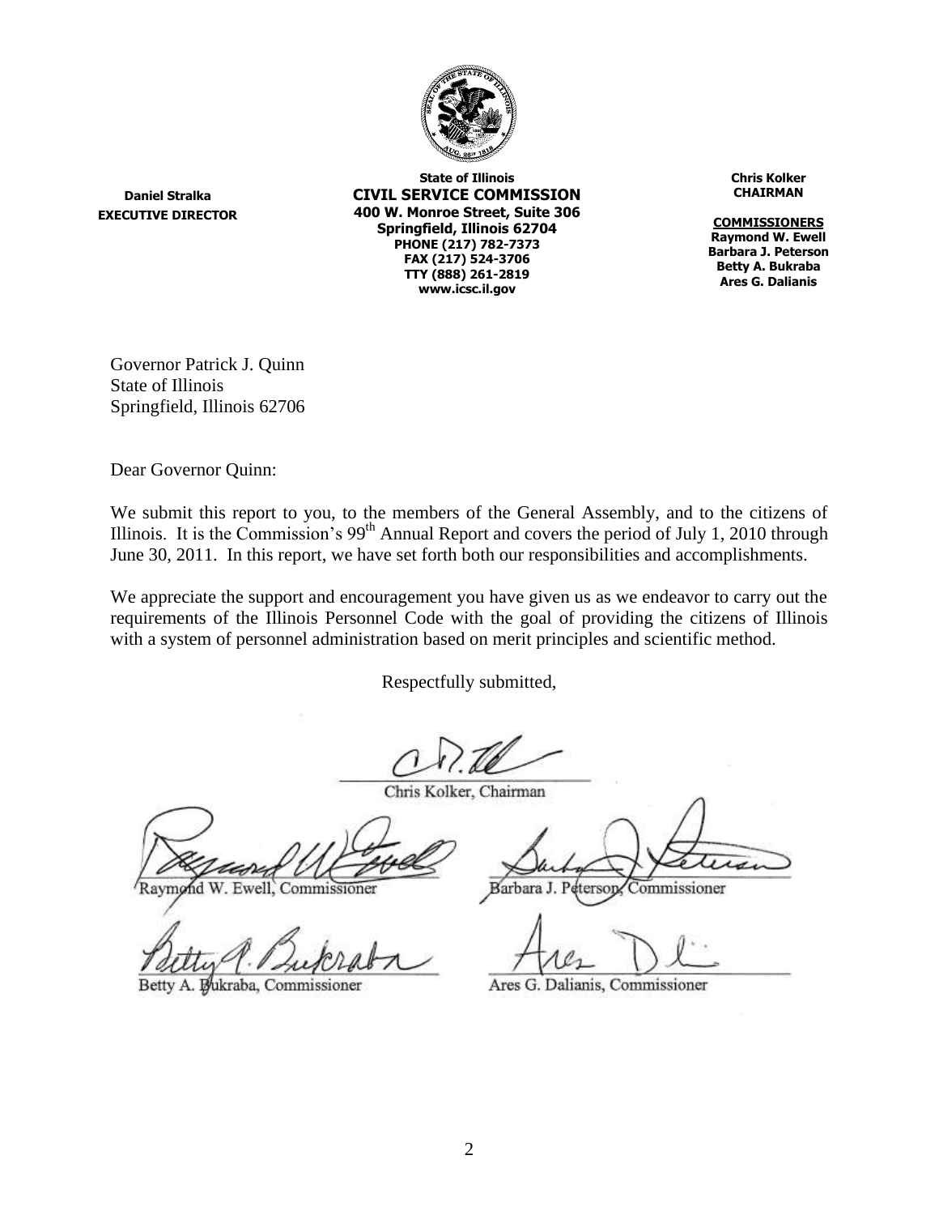**Daniel Stralka**
**EXECUTIVE DIRECTOR**

**State of Illinois**
**CIVIL SERVICE COMMISSION**
**400 W. Monroe Street, Suite 306**
**Springfield, Illinois 62704**
**PHONE (217) 782-7373**
**FAX (217) 524-3706**
**TTY (888) 261-2819**
**www.icsc.il.gov**

**Chris Kolker**
**CHAIRMAN**

**COMMISSIONERS**
**Raymond W. Ewell**
**Barbara J. Peterson**
**Betty A. Bukraba**
**Ares G. Dalianis**

Governor Patrick J. Quinn
State of Illinois
Springfield, Illinois 62706

Dear Governor Quinn:

We submit this report to you, to the members of the General Assembly, and to the citizens of Illinois. It is the Commission's 99th Annual Report and covers the period of July 1, 2010 through June 30, 2011. In this report, we have set forth both our responsibilities and accomplishments.

We appreciate the support and encouragement you have given us as we endeavor to carry out the requirements of the Illinois Personnel Code with the goal of providing the citizens of Illinois with a system of personnel administration based on merit principles and scientific method.

Respectfully submitted,

Chris Kolker, Chairman

Raymond W. Ewell, Commissioner

Barbara J. Peterson, Commissioner

Betty A. Bukraba, Commissioner

Ares G. Dalianis, Commissioner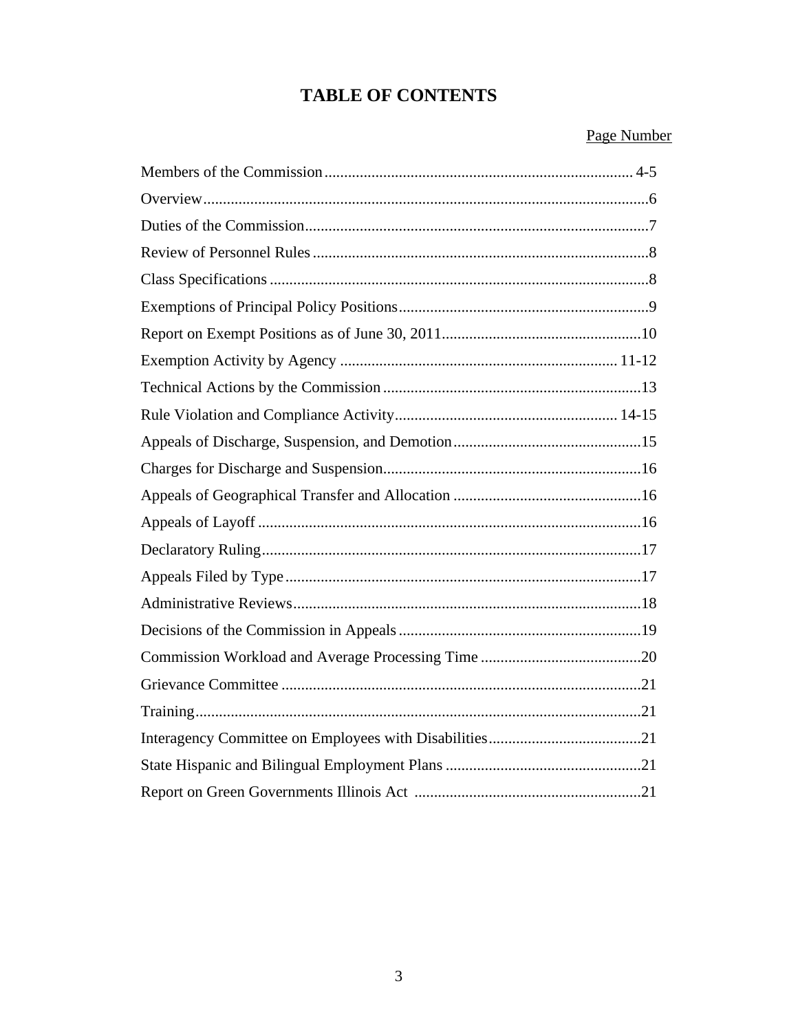# TABLE OF CONTENTS

| | Page Number |
|---|---|
| Members of the Commission | 4-5 |
| Overview | 6 |
| Duties of the Commission | 7 |
| Review of Personnel Rules | 8 |
| Class Specifications | 8 |
| Exemptions of Principal Policy Positions | 9 |
| Report on Exempt Positions as of June 30, 2011 | 10 |
| Exemption Activity by Agency | 11-12 |
| Technical Actions by the Commission | 13 |
| Rule Violation and Compliance Activity | 14-15 |
| Appeals of Discharge, Suspension, and Demotion | 15 |
| Charges for Discharge and Suspension | 16 |
| Appeals of Geographical Transfer and Allocation | 16 |
| Appeals of Layoff | 16 |
| Declaratory Ruling | 17 |
| Appeals Filed by Type | 17 |
| Administrative Reviews | 18 |
| Decisions of the Commission in Appeals | 19 |
| Commission Workload and Average Processing Time | 20 |
| Grievance Committee | 21 |
| Training | 21 |
| Interagency Committee on Employees with Disabilities | 21 |
| State Hispanic and Bilingual Employment Plans | 21 |
| Report on Green Governments Illinois Act | 21 |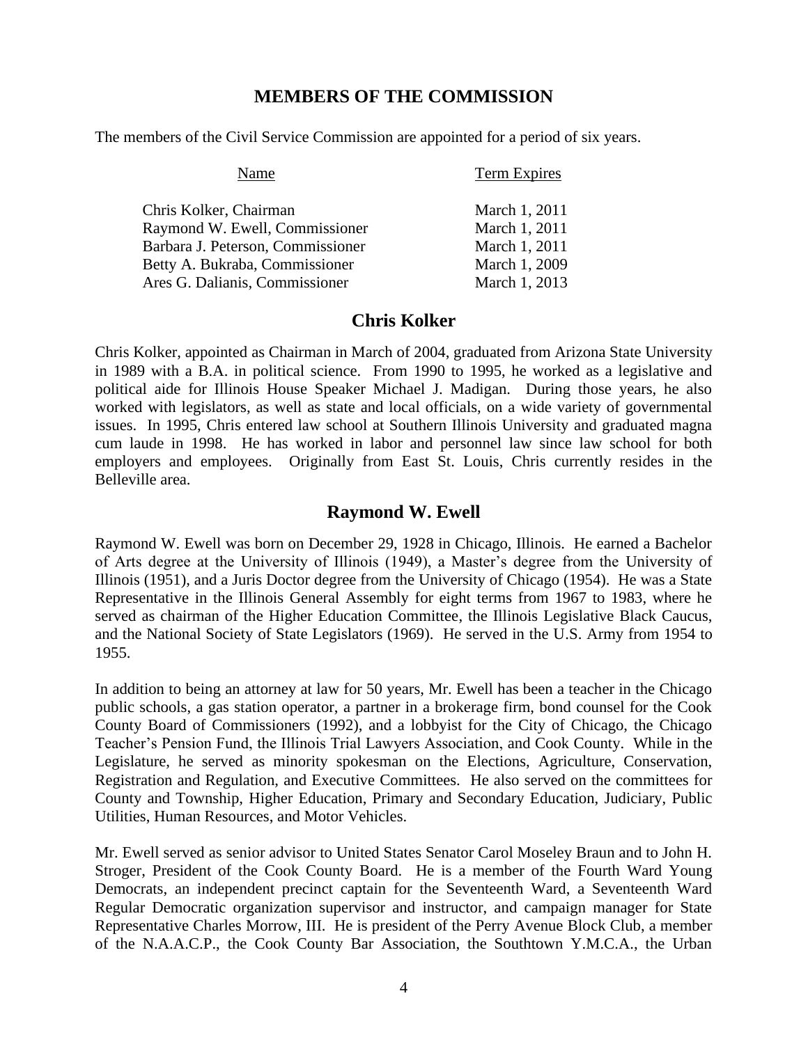# MEMBERS OF THE COMMISSION

The members of the Civil Service Commission are appointed for a period of six years.

| Name | Term Expires |
|---|---|
| Chris Kolker, Chairman | March 1, 2011 |
| Raymond W. Ewell, Commissioner | March 1, 2011 |
| Barbara J. Peterson, Commissioner | March 1, 2011 |
| Betty A. Bukraba, Commissioner | March 1, 2009 |
| Ares G. Dalianis, Commissioner | March 1, 2013 |

## Chris Kolker

Chris Kolker, appointed as Chairman in March of 2004, graduated from Arizona State University in 1989 with a B.A. in political science. From 1990 to 1995, he worked as a legislative and political aide for Illinois House Speaker Michael J. Madigan. During those years, he also worked with legislators, as well as state and local officials, on a wide variety of governmental issues. In 1995, Chris entered law school at Southern Illinois University and graduated magna cum laude in 1998. He has worked in labor and personnel law since law school for both employers and employees. Originally from East St. Louis, Chris currently resides in the Belleville area.

## Raymond W. Ewell

Raymond W. Ewell was born on December 29, 1928 in Chicago, Illinois. He earned a Bachelor of Arts degree at the University of Illinois (1949), a Master's degree from the University of Illinois (1951), and a Juris Doctor degree from the University of Chicago (1954). He was a State Representative in the Illinois General Assembly for eight terms from 1967 to 1983, where he served as chairman of the Higher Education Committee, the Illinois Legislative Black Caucus, and the National Society of State Legislators (1969). He served in the U.S. Army from 1954 to 1955.

In addition to being an attorney at law for 50 years, Mr. Ewell has been a teacher in the Chicago public schools, a gas station operator, a partner in a brokerage firm, bond counsel for the Cook County Board of Commissioners (1992), and a lobbyist for the City of Chicago, the Chicago Teacher's Pension Fund, the Illinois Trial Lawyers Association, and Cook County. While in the Legislature, he served as minority spokesman on the Elections, Agriculture, Conservation, Registration and Regulation, and Executive Committees. He also served on the committees for County and Township, Higher Education, Primary and Secondary Education, Judiciary, Public Utilities, Human Resources, and Motor Vehicles.

Mr. Ewell served as senior advisor to United States Senator Carol Moseley Braun and to John H. Stroger, President of the Cook County Board. He is a member of the Fourth Ward Young Democrats, an independent precinct captain for the Seventeenth Ward, a Seventeenth Ward Regular Democratic organization supervisor and instructor, and campaign manager for State Representative Charles Morrow, III. He is president of the Perry Avenue Block Club, a member of the N.A.A.C.P., the Cook County Bar Association, the Southtown Y.M.C.A., the Urban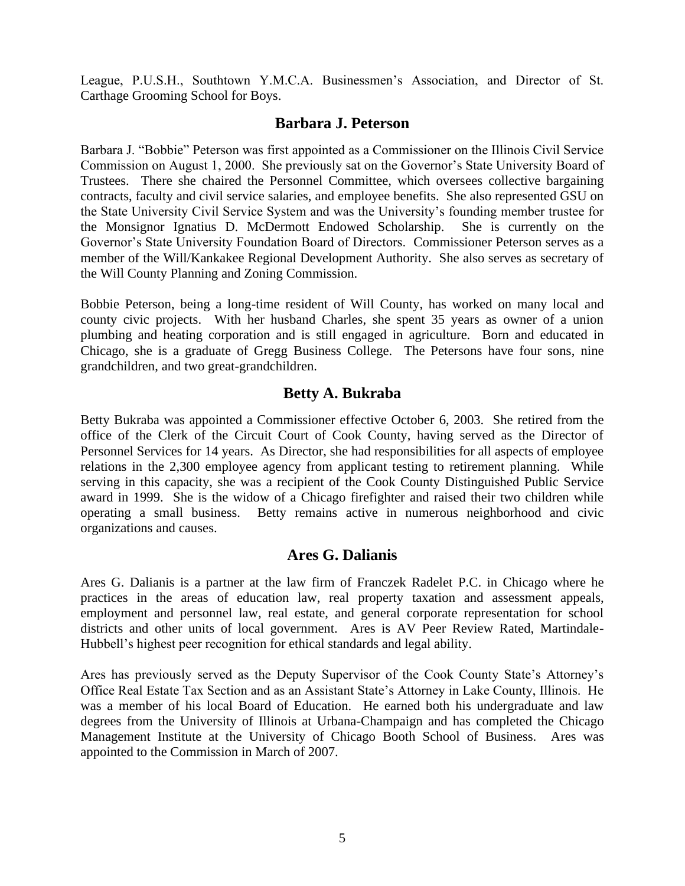League, P.U.S.H., Southtown Y.M.C.A. Businessmen's Association, and Director of St. Carthage Grooming School for Boys.

## Barbara J. Peterson

Barbara J. "Bobbie" Peterson was first appointed as a Commissioner on the Illinois Civil Service Commission on August 1, 2000. She previously sat on the Governor's State University Board of Trustees. There she chaired the Personnel Committee, which oversees collective bargaining contracts, faculty and civil service salaries, and employee benefits. She also represented GSU on the State University Civil Service System and was the University's founding member trustee for the Monsignor Ignatius D. McDermott Endowed Scholarship. She is currently on the Governor's State University Foundation Board of Directors. Commissioner Peterson serves as a member of the Will/Kankakee Regional Development Authority. She also serves as secretary of the Will County Planning and Zoning Commission.

Bobbie Peterson, being a long-time resident of Will County, has worked on many local and county civic projects. With her husband Charles, she spent 35 years as owner of a union plumbing and heating corporation and is still engaged in agriculture. Born and educated in Chicago, she is a graduate of Gregg Business College. The Petersons have four sons, nine grandchildren, and two great-grandchildren.

## Betty A. Bukraba

Betty Bukraba was appointed a Commissioner effective October 6, 2003. She retired from the office of the Clerk of the Circuit Court of Cook County, having served as the Director of Personnel Services for 14 years. As Director, she had responsibilities for all aspects of employee relations in the 2,300 employee agency from applicant testing to retirement planning. While serving in this capacity, she was a recipient of the Cook County Distinguished Public Service award in 1999. She is the widow of a Chicago firefighter and raised their two children while operating a small business. Betty remains active in numerous neighborhood and civic organizations and causes.

## Ares G. Dalianis

Ares G. Dalianis is a partner at the law firm of Franczek Radelet P.C. in Chicago where he practices in the areas of education law, real property taxation and assessment appeals, employment and personnel law, real estate, and general corporate representation for school districts and other units of local government. Ares is AV Peer Review Rated, Martindale-Hubbell's highest peer recognition for ethical standards and legal ability.

Ares has previously served as the Deputy Supervisor of the Cook County State's Attorney's Office Real Estate Tax Section and as an Assistant State's Attorney in Lake County, Illinois. He was a member of his local Board of Education. He earned both his undergraduate and law degrees from the University of Illinois at Urbana-Champaign and has completed the Chicago Management Institute at the University of Chicago Booth School of Business. Ares was appointed to the Commission in March of 2007.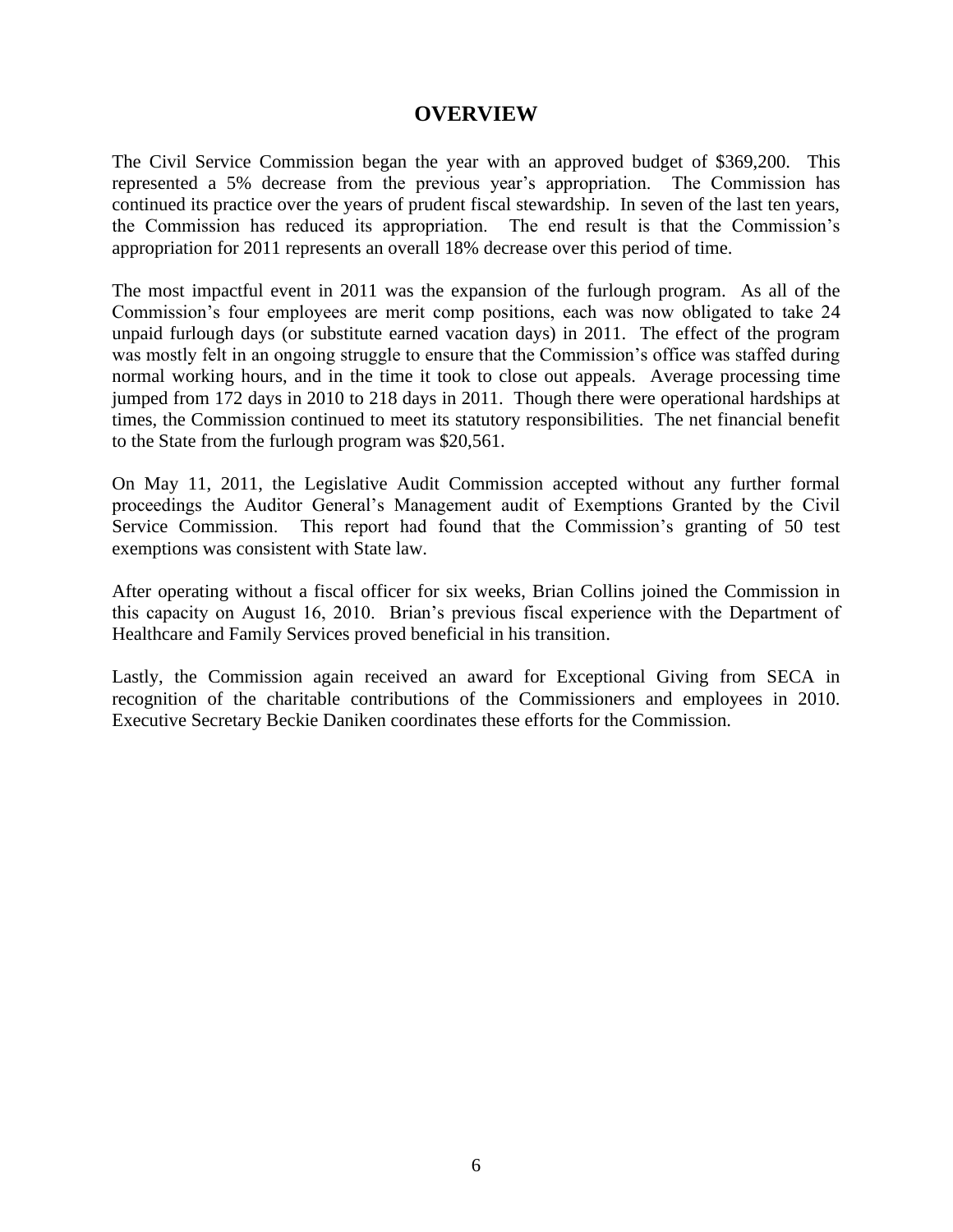# OVERVIEW

The Civil Service Commission began the year with an approved budget of $369,200. This represented a 5% decrease from the previous year's appropriation. The Commission has continued its practice over the years of prudent fiscal stewardship. In seven of the last ten years, the Commission has reduced its appropriation. The end result is that the Commission's appropriation for 2011 represents an overall 18% decrease over this period of time.

The most impactful event in 2011 was the expansion of the furlough program. As all of the Commission's four employees are merit comp positions, each was now obligated to take 24 unpaid furlough days (or substitute earned vacation days) in 2011. The effect of the program was mostly felt in an ongoing struggle to ensure that the Commission's office was staffed during normal working hours, and in the time it took to close out appeals. Average processing time jumped from 172 days in 2010 to 218 days in 2011. Though there were operational hardships at times, the Commission continued to meet its statutory responsibilities. The net financial benefit to the State from the furlough program was $20,561.

On May 11, 2011, the Legislative Audit Commission accepted without any further formal proceedings the Auditor General's Management audit of Exemptions Granted by the Civil Service Commission. This report had found that the Commission's granting of 50 test exemptions was consistent with State law.

After operating without a fiscal officer for six weeks, Brian Collins joined the Commission in this capacity on August 16, 2010. Brian's previous fiscal experience with the Department of Healthcare and Family Services proved beneficial in his transition.

Lastly, the Commission again received an award for Exceptional Giving from SECA in recognition of the charitable contributions of the Commissioners and employees in 2010. Executive Secretary Beckie Daniken coordinates these efforts for the Commission.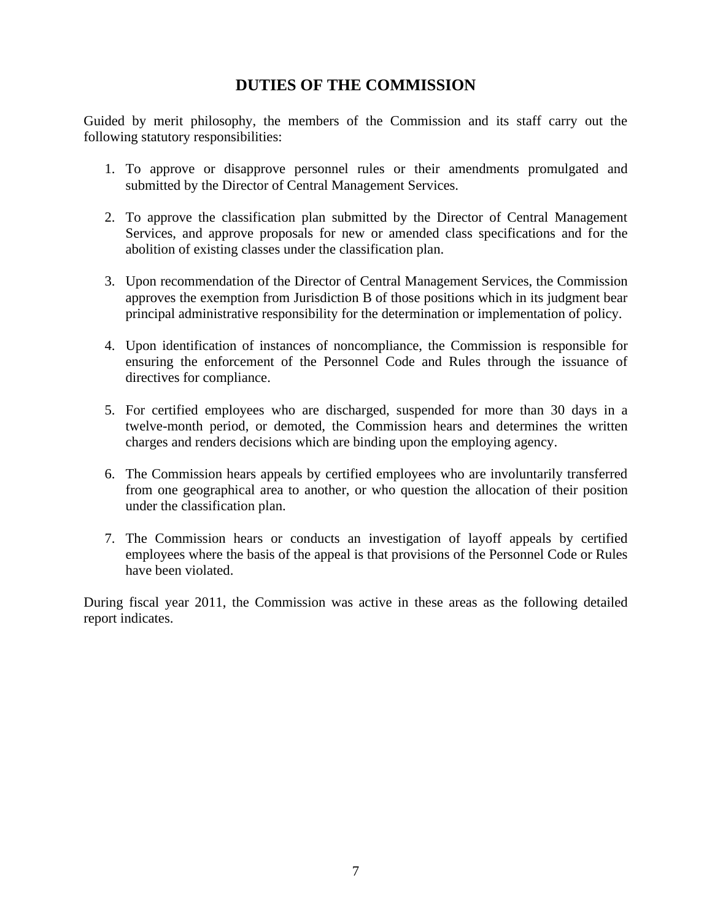# DUTIES OF THE COMMISSION

Guided by merit philosophy, the members of the Commission and its staff carry out the following statutory responsibilities:

1. To approve or disapprove personnel rules or their amendments promulgated and submitted by the Director of Central Management Services.

2. To approve the classification plan submitted by the Director of Central Management Services, and approve proposals for new or amended class specifications and for the abolition of existing classes under the classification plan.

3. Upon recommendation of the Director of Central Management Services, the Commission approves the exemption from Jurisdiction B of those positions which in its judgment bear principal administrative responsibility for the determination or implementation of policy.

4. Upon identification of instances of noncompliance, the Commission is responsible for ensuring the enforcement of the Personnel Code and Rules through the issuance of directives for compliance.

5. For certified employees who are discharged, suspended for more than 30 days in a twelve-month period, or demoted, the Commission hears and determines the written charges and renders decisions which are binding upon the employing agency.

6. The Commission hears appeals by certified employees who are involuntarily transferred from one geographical area to another, or who question the allocation of their position under the classification plan.

7. The Commission hears or conducts an investigation of layoff appeals by certified employees where the basis of the appeal is that provisions of the Personnel Code or Rules have been violated.

During fiscal year 2011, the Commission was active in these areas as the following detailed report indicates.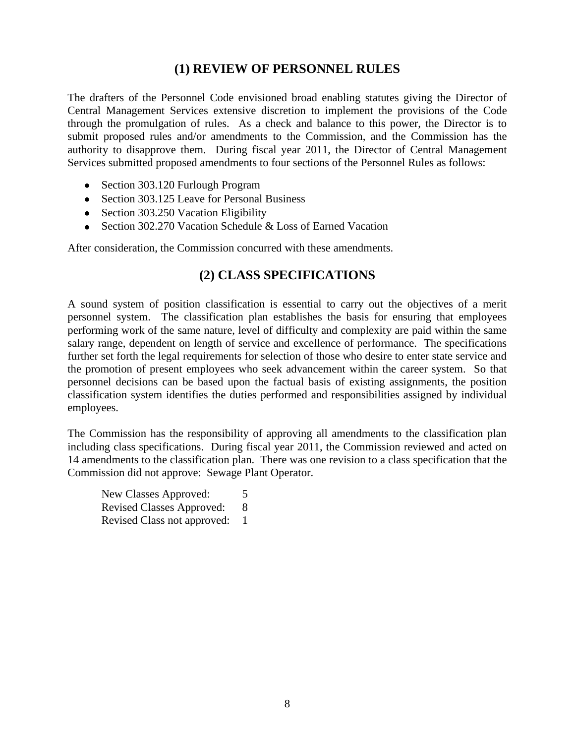## (1) REVIEW OF PERSONNEL RULES

The drafters of the Personnel Code envisioned broad enabling statutes giving the Director of Central Management Services extensive discretion to implement the provisions of the Code through the promulgation of rules. As a check and balance to this power, the Director is to submit proposed rules and/or amendments to the Commission, and the Commission has the authority to disapprove them. During fiscal year 2011, the Director of Central Management Services submitted proposed amendments to four sections of the Personnel Rules as follows:

- Section 303.120 Furlough Program
- Section 303.125 Leave for Personal Business
- Section 303.250 Vacation Eligibility
- Section 302.270 Vacation Schedule & Loss of Earned Vacation

After consideration, the Commission concurred with these amendments.

## (2) CLASS SPECIFICATIONS

A sound system of position classification is essential to carry out the objectives of a merit personnel system. The classification plan establishes the basis for ensuring that employees performing work of the same nature, level of difficulty and complexity are paid within the same salary range, dependent on length of service and excellence of performance. The specifications further set forth the legal requirements for selection of those who desire to enter state service and the promotion of present employees who seek advancement within the career system. So that personnel decisions can be based upon the factual basis of existing assignments, the position classification system identifies the duties performed and responsibilities assigned by individual employees.

The Commission has the responsibility of approving all amendments to the classification plan including class specifications. During fiscal year 2011, the Commission reviewed and acted on 14 amendments to the classification plan. There was one revision to a class specification that the Commission did not approve: Sewage Plant Operator.

| | |
|---|---|
| New Classes Approved: | 5 |
| Revised Classes Approved: | 8 |
| Revised Class not approved: | 1 |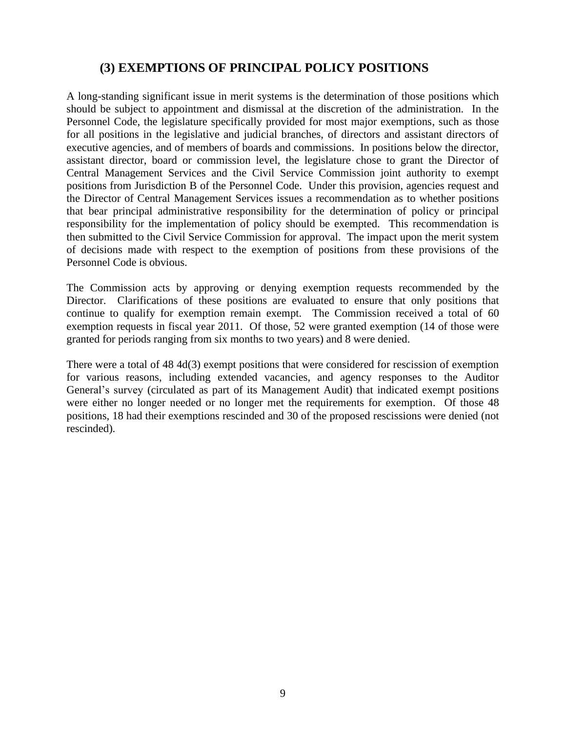## (3) EXEMPTIONS OF PRINCIPAL POLICY POSITIONS

A long-standing significant issue in merit systems is the determination of those positions which should be subject to appointment and dismissal at the discretion of the administration. In the Personnel Code, the legislature specifically provided for most major exemptions, such as those for all positions in the legislative and judicial branches, of directors and assistant directors of executive agencies, and of members of boards and commissions. In positions below the director, assistant director, board or commission level, the legislature chose to grant the Director of Central Management Services and the Civil Service Commission joint authority to exempt positions from Jurisdiction B of the Personnel Code. Under this provision, agencies request and the Director of Central Management Services issues a recommendation as to whether positions that bear principal administrative responsibility for the determination of policy or principal responsibility for the implementation of policy should be exempted. This recommendation is then submitted to the Civil Service Commission for approval. The impact upon the merit system of decisions made with respect to the exemption of positions from these provisions of the Personnel Code is obvious.

The Commission acts by approving or denying exemption requests recommended by the Director. Clarifications of these positions are evaluated to ensure that only positions that continue to qualify for exemption remain exempt. The Commission received a total of 60 exemption requests in fiscal year 2011. Of those, 52 were granted exemption (14 of those were granted for periods ranging from six months to two years) and 8 were denied.

There were a total of 48 4d(3) exempt positions that were considered for rescission of exemption for various reasons, including extended vacancies, and agency responses to the Auditor General's survey (circulated as part of its Management Audit) that indicated exempt positions were either no longer needed or no longer met the requirements for exemption. Of those 48 positions, 18 had their exemptions rescinded and 30 of the proposed rescissions were denied (not rescinded).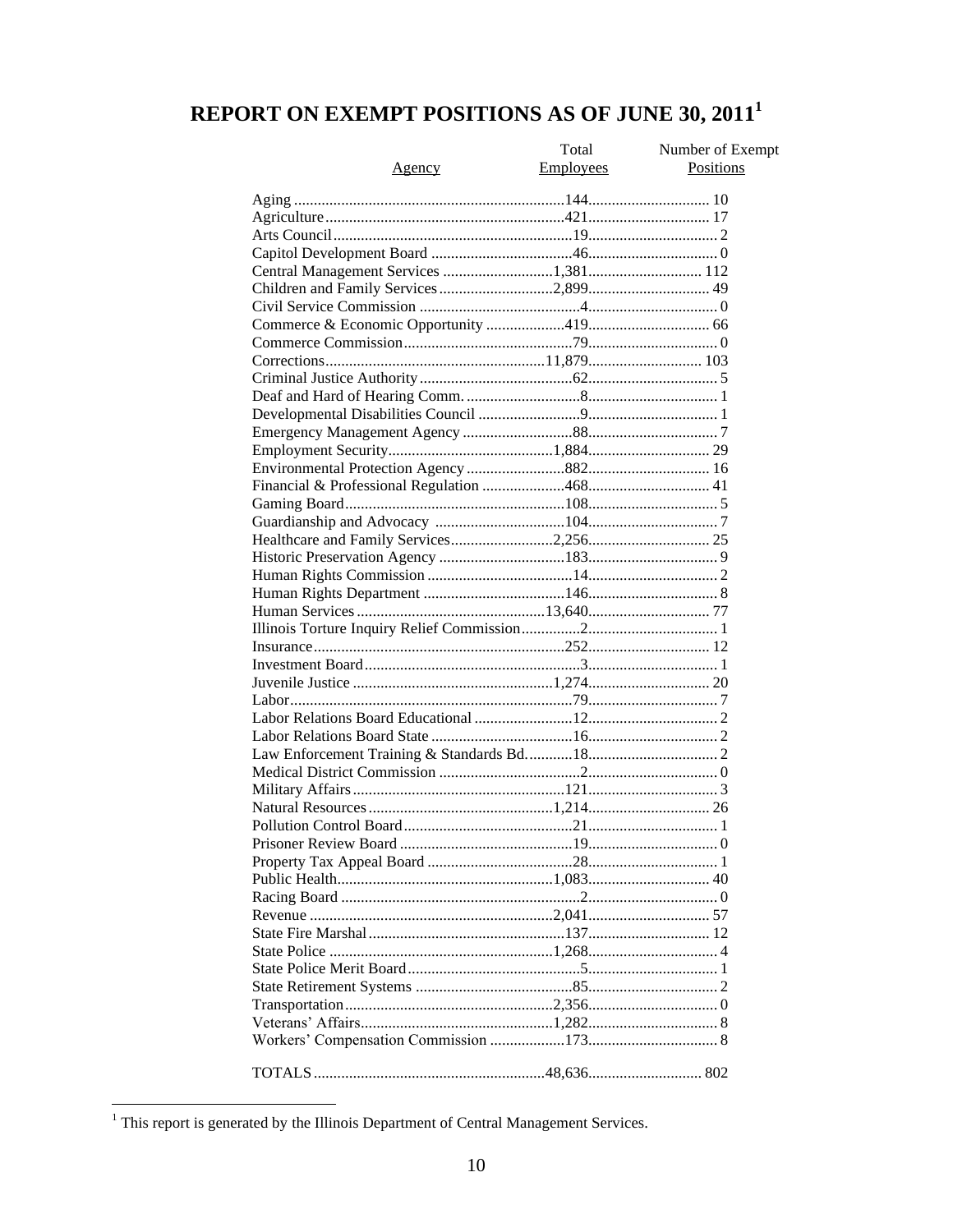# REPORT ON EXEMPT POSITIONS AS OF JUNE 30, 2011[1]

| Agency | Total Employees | Number of Exempt Positions |
|---|---|---|
| Aging | 144 | 10 |
| Agriculture | 421 | 17 |
| Arts Council | 19 | 2 |
| Capitol Development Board | 46 | 0 |
| Central Management Services | 1,381 | 112 |
| Children and Family Services | 2,899 | 49 |
| Civil Service Commission | 4 | 0 |
| Commerce & Economic Opportunity | 419 | 66 |
| Commerce Commission | 79 | 0 |
| Corrections | 11,879 | 103 |
| Criminal Justice Authority | 62 | 5 |
| Deaf and Hard of Hearing Comm. | 8 | 1 |
| Developmental Disabilities Council | 9 | 1 |
| Emergency Management Agency | 88 | 7 |
| Employment Security | 1,884 | 29 |
| Environmental Protection Agency | 882 | 16 |
| Financial & Professional Regulation | 468 | 41 |
| Gaming Board | 108 | 5 |
| Guardianship and Advocacy | 104 | 7 |
| Healthcare and Family Services | 2,256 | 25 |
| Historic Preservation Agency | 183 | 9 |
| Human Rights Commission | 14 | 2 |
| Human Rights Department | 146 | 8 |
| Human Services | 13,640 | 77 |
| Illinois Torture Inquiry Relief Commission | 2 | 1 |
| Insurance | 252 | 12 |
| Investment Board | 3 | 1 |
| Juvenile Justice | 1,274 | 20 |
| Labor | 79 | 7 |
| Labor Relations Board Educational | 12 | 2 |
| Labor Relations Board State | 16 | 2 |
| Law Enforcement Training & Standards Bd. | 18 | 2 |
| Medical District Commission | 2 | 0 |
| Military Affairs | 121 | 3 |
| Natural Resources | 1,214 | 26 |
| Pollution Control Board | 21 | 1 |
| Prisoner Review Board | 19 | 0 |
| Property Tax Appeal Board | 28 | 1 |
| Public Health | 1,083 | 40 |
| Racing Board | 2 | 0 |
| Revenue | 2,041 | 57 |
| State Fire Marshal | 137 | 12 |
| State Police | 1,268 | 4 |
| State Police Merit Board | 5 | 1 |
| State Retirement Systems | 85 | 2 |
| Transportation | 2,356 | 0 |
| Veterans' Affairs | 1,282 | 8 |
| Workers' Compensation Commission | 173 | 8 |
| TOTALS | 48,636 | 802 |

[1] This report is generated by the Illinois Department of Central Management Services.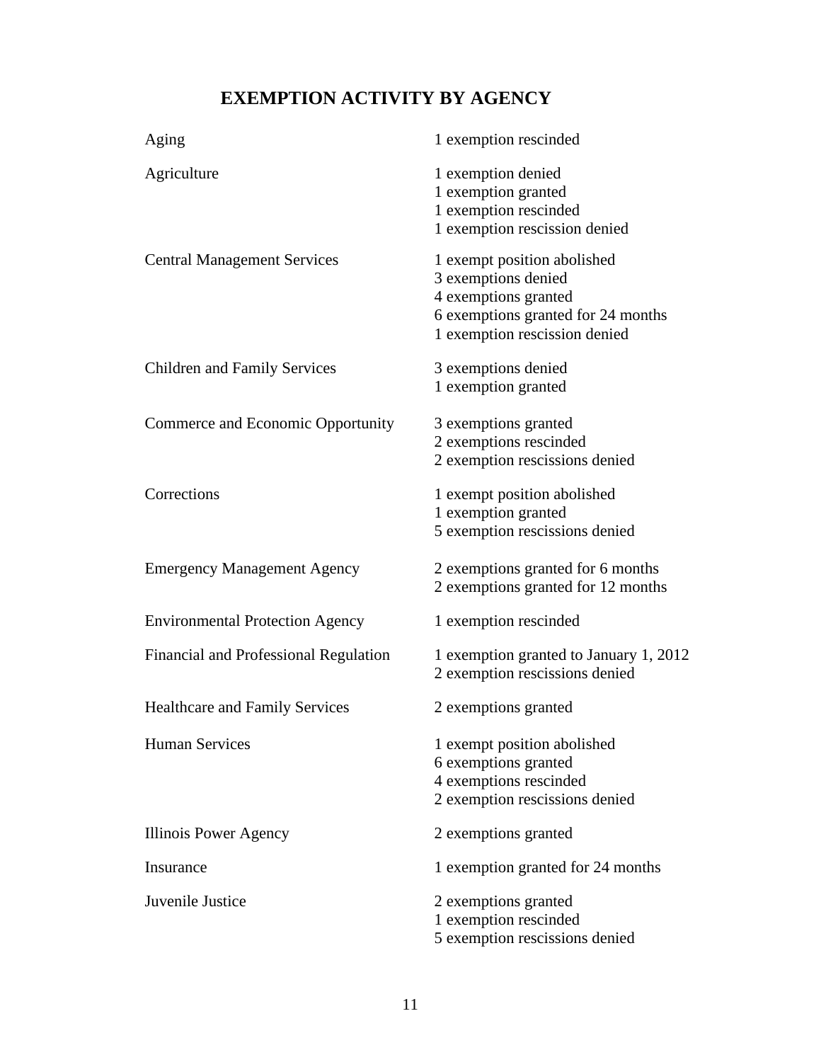# EXEMPTION ACTIVITY BY AGENCY

| | |
|---|---|
| Aging | 1 exemption rescinded |
| Agriculture | 1 exemption denied<br>1 exemption granted<br>1 exemption rescinded<br>1 exemption rescission denied |
| Central Management Services | 1 exempt position abolished<br>3 exemptions denied<br>4 exemptions granted<br>6 exemptions granted for 24 months<br>1 exemption rescission denied |
| Children and Family Services | 3 exemptions denied<br>1 exemption granted |
| Commerce and Economic Opportunity | 3 exemptions granted<br>2 exemptions rescinded<br>2 exemption rescissions denied |
| Corrections | 1 exempt position abolished<br>1 exemption granted<br>5 exemption rescissions denied |
| Emergency Management Agency | 2 exemptions granted for 6 months<br>2 exemptions granted for 12 months |
| Environmental Protection Agency | 1 exemption rescinded |
| Financial and Professional Regulation | 1 exemption granted to January 1, 2012<br>2 exemption rescissions denied |
| Healthcare and Family Services | 2 exemptions granted |
| Human Services | 1 exempt position abolished<br>6 exemptions granted<br>4 exemptions rescinded<br>2 exemption rescissions denied |
| Illinois Power Agency | 2 exemptions granted |
| Insurance | 1 exemption granted for 24 months |
| Juvenile Justice | 2 exemptions granted<br>1 exemption rescinded<br>5 exemption rescissions denied |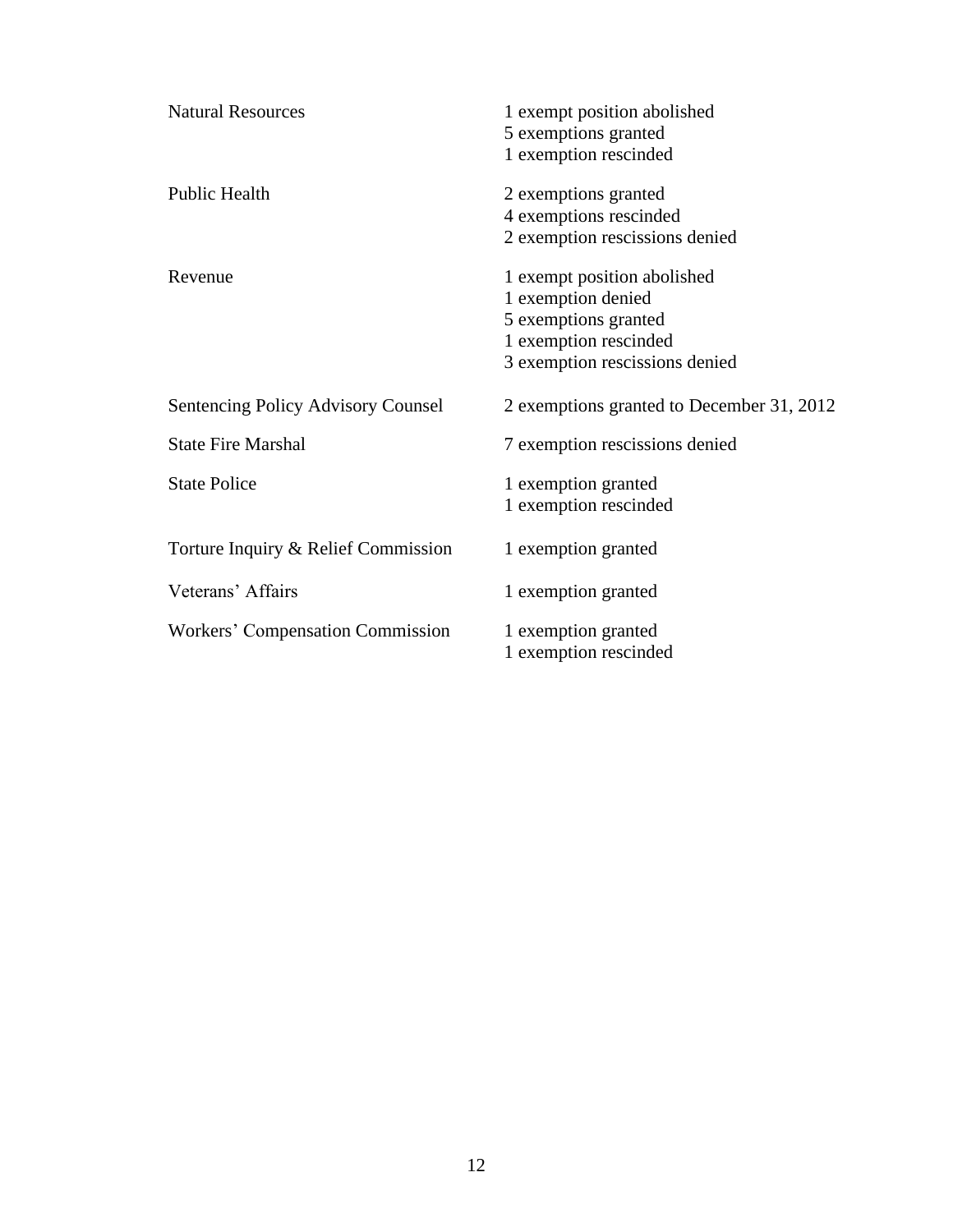| | |
|---|---|
| Natural Resources | 1 exempt position abolished<br>5 exemptions granted<br>1 exemption rescinded |
| Public Health | 2 exemptions granted<br>4 exemptions rescinded<br>2 exemption rescissions denied |
| Revenue | 1 exempt position abolished<br>1 exemption denied<br>5 exemptions granted<br>1 exemption rescinded<br>3 exemption rescissions denied |
| Sentencing Policy Advisory Counsel | 2 exemptions granted to December 31, 2012 |
| State Fire Marshal | 7 exemption rescissions denied |
| State Police | 1 exemption granted<br>1 exemption rescinded |
| Torture Inquiry & Relief Commission | 1 exemption granted |
| Veterans' Affairs | 1 exemption granted |
| Workers' Compensation Commission | 1 exemption granted<br>1 exemption rescinded |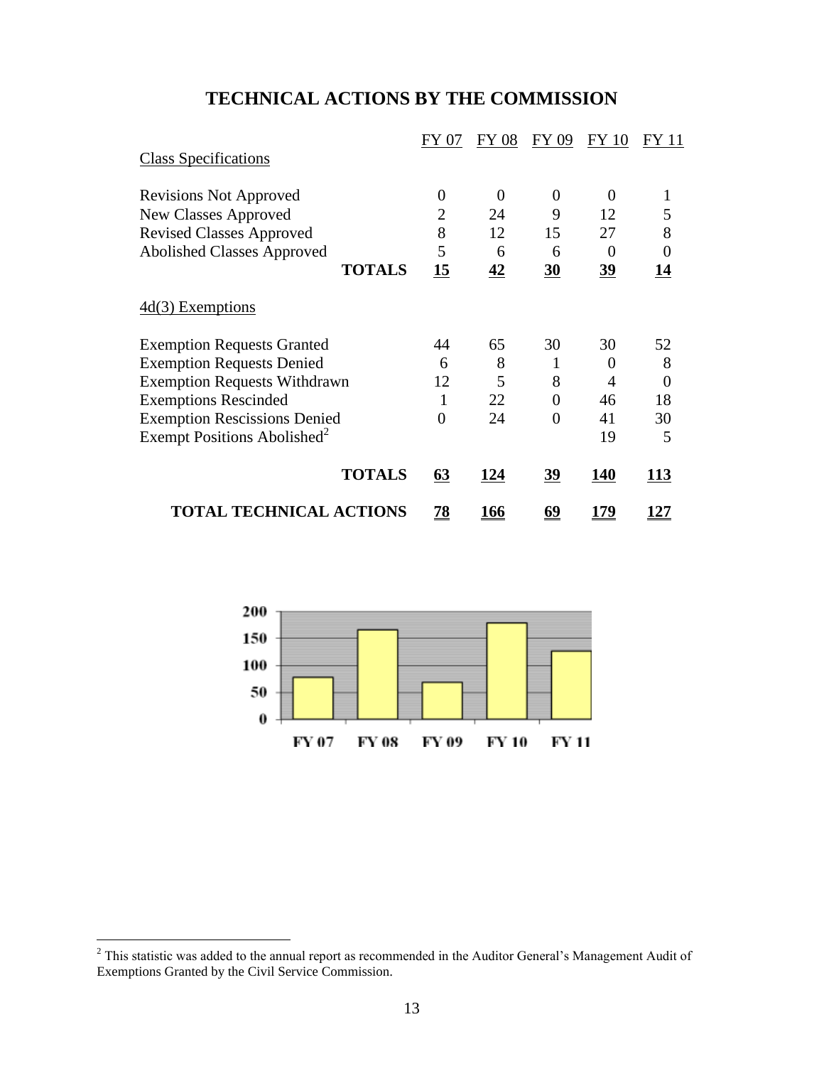# TECHNICAL ACTIONS BY THE COMMISSION

| | FY 07 | FY 08 | FY 09 | FY 10 | FY 11 |
|---|---|---|---|---|---|
| Class Specifications | | | | | |
| Revisions Not Approved | 0 | 0 | 0 | 0 | 1 |
| New Classes Approved | 2 | 24 | 9 | 12 | 5 |
| Revised Classes Approved | 8 | 12 | 15 | 27 | 8 |
| Abolished Classes Approved | 5 | 6 | 6 | 0 | 0 |
| **TOTALS** | **15** | **42** | **30** | **39** | **14** |
| 4d(3) Exemptions | | | | | |
| Exemption Requests Granted | 44 | 65 | 30 | 30 | 52 |
| Exemption Requests Denied | 6 | 8 | 1 | 0 | 8 |
| Exemption Requests Withdrawn | 12 | 5 | 8 | 4 | 0 |
| Exemptions Rescinded | 1 | 22 | 0 | 46 | 18 |
| Exemption Rescissions Denied | 0 | 24 | 0 | 41 | 30 |
| Exempt Positions Abolished[2] | | | | 19 | 5 |
| **TOTALS** | **63** | **124** | **39** | **140** | **113** |
| **TOTAL TECHNICAL ACTIONS** | **78** | **166** | **69** | **179** | **127** |

200
150
100
50
0
FY 07 FY 08 FY 09 FY 10 FY 11

[2] This statistic was added to the annual report as recommended in the Auditor General's Management Audit of Exemptions Granted by the Civil Service Commission.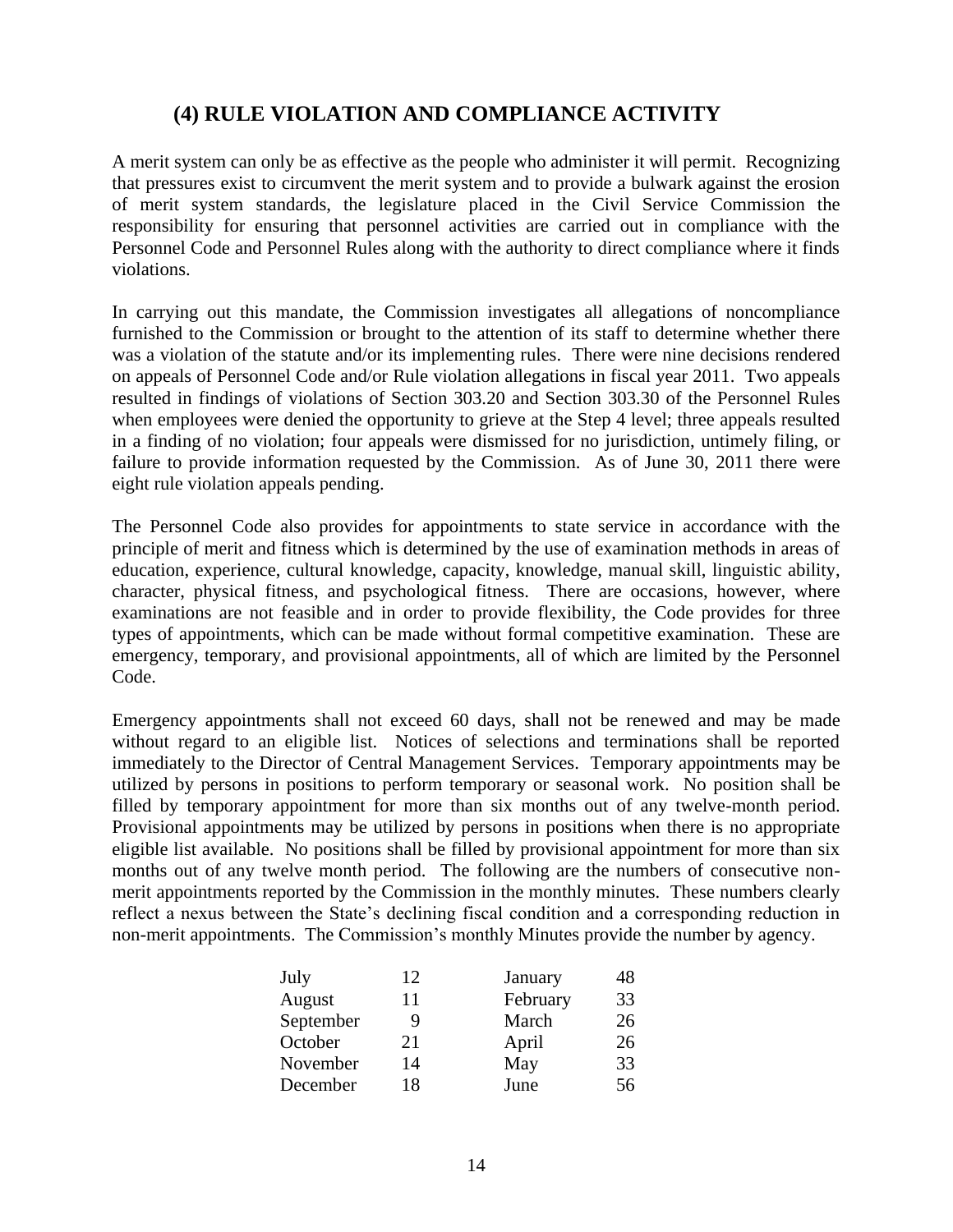## (4) RULE VIOLATION AND COMPLIANCE ACTIVITY

A merit system can only be as effective as the people who administer it will permit. Recognizing that pressures exist to circumvent the merit system and to provide a bulwark against the erosion of merit system standards, the legislature placed in the Civil Service Commission the responsibility for ensuring that personnel activities are carried out in compliance with the Personnel Code and Personnel Rules along with the authority to direct compliance where it finds violations.

In carrying out this mandate, the Commission investigates all allegations of noncompliance furnished to the Commission or brought to the attention of its staff to determine whether there was a violation of the statute and/or its implementing rules. There were nine decisions rendered on appeals of Personnel Code and/or Rule violation allegations in fiscal year 2011. Two appeals resulted in findings of violations of Section 303.20 and Section 303.30 of the Personnel Rules when employees were denied the opportunity to grieve at the Step 4 level; three appeals resulted in a finding of no violation; four appeals were dismissed for no jurisdiction, untimely filing, or failure to provide information requested by the Commission. As of June 30, 2011 there were eight rule violation appeals pending.

The Personnel Code also provides for appointments to state service in accordance with the principle of merit and fitness which is determined by the use of examination methods in areas of education, experience, cultural knowledge, capacity, knowledge, manual skill, linguistic ability, character, physical fitness, and psychological fitness. There are occasions, however, where examinations are not feasible and in order to provide flexibility, the Code provides for three types of appointments, which can be made without formal competitive examination. These are emergency, temporary, and provisional appointments, all of which are limited by the Personnel Code.

Emergency appointments shall not exceed 60 days, shall not be renewed and may be made without regard to an eligible list. Notices of selections and terminations shall be reported immediately to the Director of Central Management Services. Temporary appointments may be utilized by persons in positions to perform temporary or seasonal work. No position shall be filled by temporary appointment for more than six months out of any twelve-month period. Provisional appointments may be utilized by persons in positions when there is no appropriate eligible list available. No positions shall be filled by provisional appointment for more than six months out of any twelve month period. The following are the numbers of consecutive non-merit appointments reported by the Commission in the monthly minutes. These numbers clearly reflect a nexus between the State's declining fiscal condition and a corresponding reduction in non-merit appointments. The Commission's monthly Minutes provide the number by agency.

| | | | |
|---|---|---|---|
| July | 12 | January | 48 |
| August | 11 | February | 33 |
| September | 9 | March | 26 |
| October | 21 | April | 26 |
| November | 14 | May | 33 |
| December | 18 | June | 56 |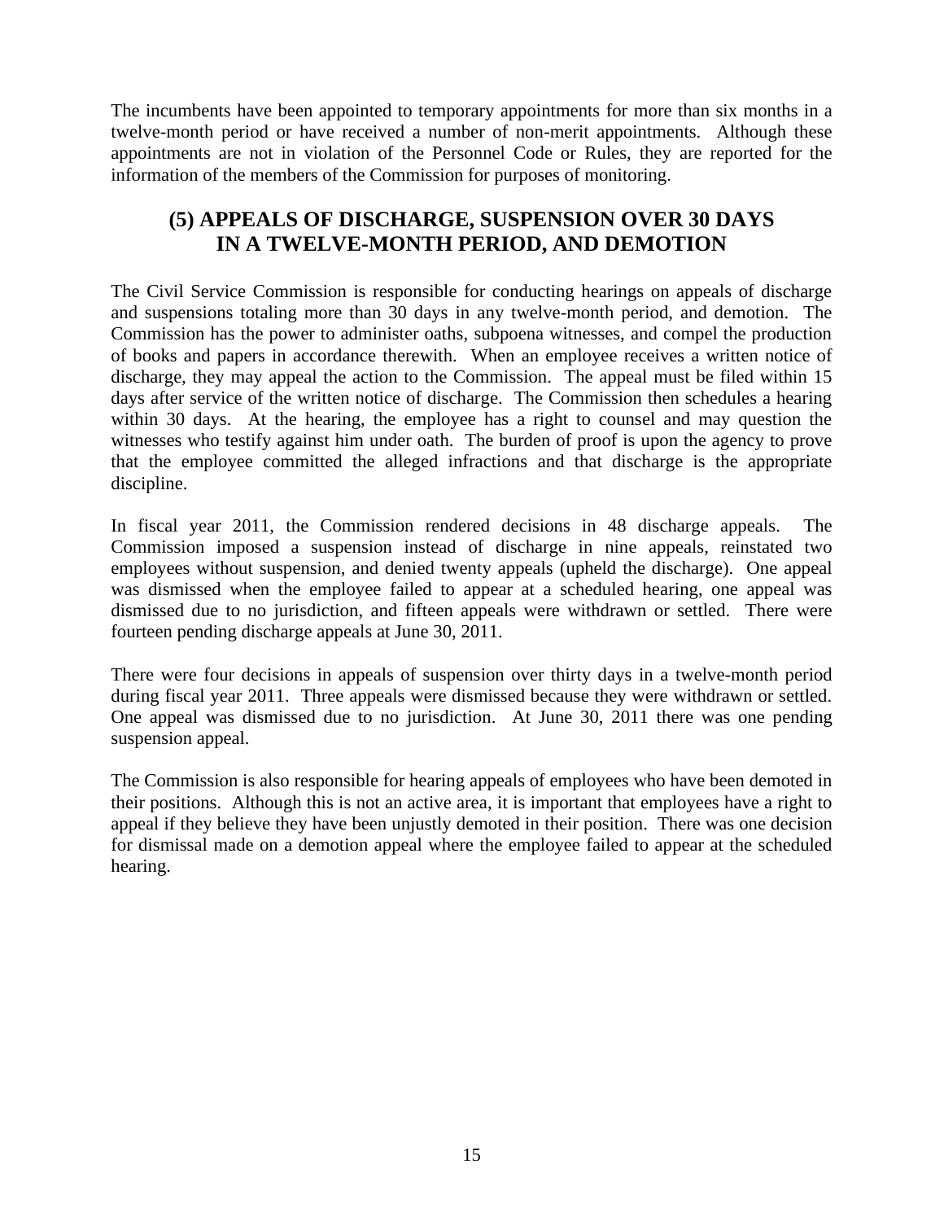The incumbents have been appointed to temporary appointments for more than six months in a twelve-month period or have received a number of non-merit appointments. Although these appointments are not in violation of the Personnel Code or Rules, they are reported for the information of the members of the Commission for purposes of monitoring.

## (5) APPEALS OF DISCHARGE, SUSPENSION OVER 30 DAYS IN A TWELVE-MONTH PERIOD, AND DEMOTION

The Civil Service Commission is responsible for conducting hearings on appeals of discharge and suspensions totaling more than 30 days in any twelve-month period, and demotion. The Commission has the power to administer oaths, subpoena witnesses, and compel the production of books and papers in accordance therewith. When an employee receives a written notice of discharge, they may appeal the action to the Commission. The appeal must be filed within 15 days after service of the written notice of discharge. The Commission then schedules a hearing within 30 days. At the hearing, the employee has a right to counsel and may question the witnesses who testify against him under oath. The burden of proof is upon the agency to prove that the employee committed the alleged infractions and that discharge is the appropriate discipline.

In fiscal year 2011, the Commission rendered decisions in 48 discharge appeals. The Commission imposed a suspension instead of discharge in nine appeals, reinstated two employees without suspension, and denied twenty appeals (upheld the discharge). One appeal was dismissed when the employee failed to appear at a scheduled hearing, one appeal was dismissed due to no jurisdiction, and fifteen appeals were withdrawn or settled. There were fourteen pending discharge appeals at June 30, 2011.

There were four decisions in appeals of suspension over thirty days in a twelve-month period during fiscal year 2011. Three appeals were dismissed because they were withdrawn or settled. One appeal was dismissed due to no jurisdiction. At June 30, 2011 there was one pending suspension appeal.

The Commission is also responsible for hearing appeals of employees who have been demoted in their positions. Although this is not an active area, it is important that employees have a right to appeal if they believe they have been unjustly demoted in their position. There was one decision for dismissal made on a demotion appeal where the employee failed to appear at the scheduled hearing.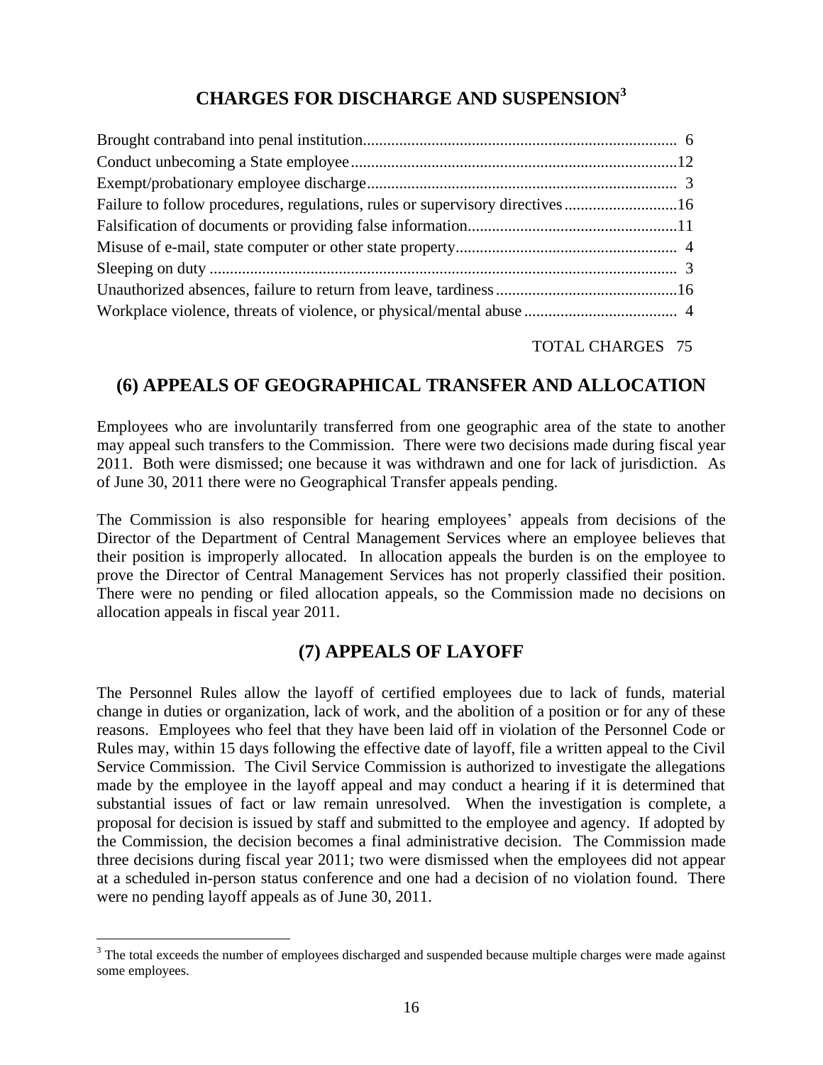## CHARGES FOR DISCHARGE AND SUSPENSION[3]

| | |
|---|---|
| Brought contraband into penal institution | 6 |
| Conduct unbecoming a State employee | 12 |
| Exempt/probationary employee discharge | 3 |
| Failure to follow procedures, regulations, rules or supervisory directives | 16 |
| Falsification of documents or providing false information | 11 |
| Misuse of e-mail, state computer or other state property | 4 |
| Sleeping on duty | 3 |
| Unauthorized absences, failure to return from leave, tardiness | 16 |
| Workplace violence, threats of violence, or physical/mental abuse | 4 |
| TOTAL CHARGES | 75 |

## (6) APPEALS OF GEOGRAPHICAL TRANSFER AND ALLOCATION

Employees who are involuntarily transferred from one geographic area of the state to another may appeal such transfers to the Commission. There were two decisions made during fiscal year 2011. Both were dismissed; one because it was withdrawn and one for lack of jurisdiction. As of June 30, 2011 there were no Geographical Transfer appeals pending.

The Commission is also responsible for hearing employees' appeals from decisions of the Director of the Department of Central Management Services where an employee believes that their position is improperly allocated. In allocation appeals the burden is on the employee to prove the Director of Central Management Services has not properly classified their position. There were no pending or filed allocation appeals, so the Commission made no decisions on allocation appeals in fiscal year 2011.

## (7) APPEALS OF LAYOFF

The Personnel Rules allow the layoff of certified employees due to lack of funds, material change in duties or organization, lack of work, and the abolition of a position or for any of these reasons. Employees who feel that they have been laid off in violation of the Personnel Code or Rules may, within 15 days following the effective date of layoff, file a written appeal to the Civil Service Commission. The Civil Service Commission is authorized to investigate the allegations made by the employee in the layoff appeal and may conduct a hearing if it is determined that substantial issues of fact or law remain unresolved. When the investigation is complete, a proposal for decision is issued by staff and submitted to the employee and agency. If adopted by the Commission, the decision becomes a final administrative decision. The Commission made three decisions during fiscal year 2011; two were dismissed when the employees did not appear at a scheduled in-person status conference and one had a decision of no violation found. There were no pending layoff appeals as of June 30, 2011.

[3] The total exceeds the number of employees discharged and suspended because multiple charges were made against some employees.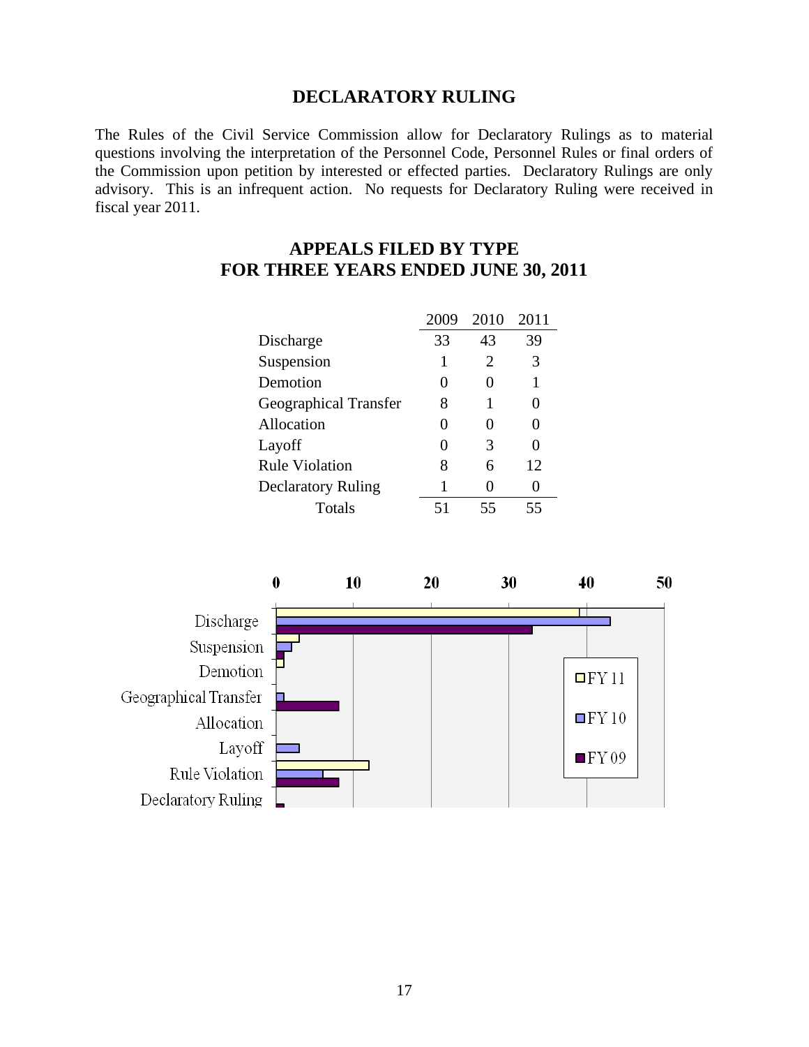## DECLARATORY RULING

The Rules of the Civil Service Commission allow for Declaratory Rulings as to material questions involving the interpretation of the Personnel Code, Personnel Rules or final orders of the Commission upon petition by interested or effected parties. Declaratory Rulings are only advisory. This is an infrequent action. No requests for Declaratory Ruling were received in fiscal year 2011.

## APPEALS FILED BY TYPE
## FOR THREE YEARS ENDED JUNE 30, 2011

| | 2009 | 2010 | 2011 |
|---|---|---|---|
| Discharge | 33 | 43 | 39 |
| Suspension | 1 | 2 | 3 |
| Demotion | 0 | 0 | 1 |
| Geographical Transfer | 8 | 1 | 0 |
| Allocation | 0 | 0 | 0 |
| Layoff | 0 | 3 | 0 |
| Rule Violation | 8 | 6 | 12 |
| Declaratory Ruling | 1 | 0 | 0 |
| Totals | 51 | 55 | 55 |

0
10
20
30
40
50

Discharge
Suspension
Demotion
Geographical Transfer
Allocation
Layoff
Rule Violation
Declaratory Ruling

FY 11
FY 10
FY 09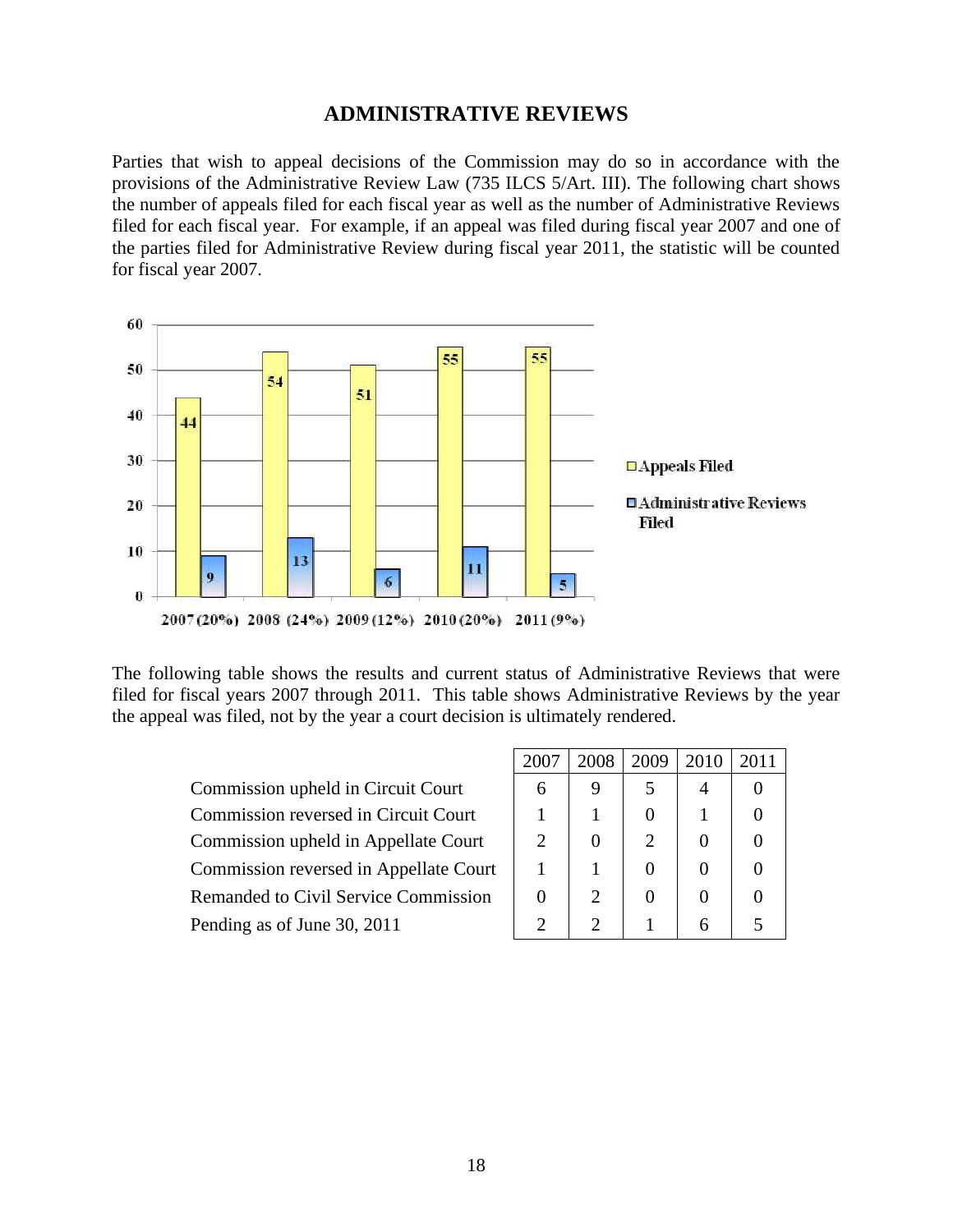## ADMINISTRATIVE REVIEWS

Parties that wish to appeal decisions of the Commission may do so in accordance with the provisions of the Administrative Review Law (735 ILCS 5/Art. III). The following chart shows the number of appeals filed for each fiscal year as well as the number of Administrative Reviews filed for each fiscal year. For example, if an appeal was filed during fiscal year 2007 and one of the parties filed for Administrative Review during fiscal year 2011, the statistic will be counted for fiscal year 2007.

60
50
40
30
20
10
0

44
9
54
13
51
6
55
11
55
5

2007 (20%) 2008 (24%) 2009 (12%) 2010 (20%) 2011 (9%)

Appeals Filed
Administrative Reviews Filed

The following table shows the results and current status of Administrative Reviews that were filed for fiscal years 2007 through 2011. This table shows Administrative Reviews by the year the appeal was filed, not by the year a court decision is ultimately rendered.

| | 2007 | 2008 | 2009 | 2010 | 2011 |
|---|---|---|---|---|---|
| Commission upheld in Circuit Court | 6 | 9 | 5 | 4 | 0 |
| Commission reversed in Circuit Court | 1 | 1 | 0 | 1 | 0 |
| Commission upheld in Appellate Court | 2 | 0 | 2 | 0 | 0 |
| Commission reversed in Appellate Court | 1 | 1 | 0 | 0 | 0 |
| Remanded to Civil Service Commission | 0 | 2 | 0 | 0 | 0 |
| Pending as of June 30, 2011 | 2 | 2 | 1 | 6 | 5 |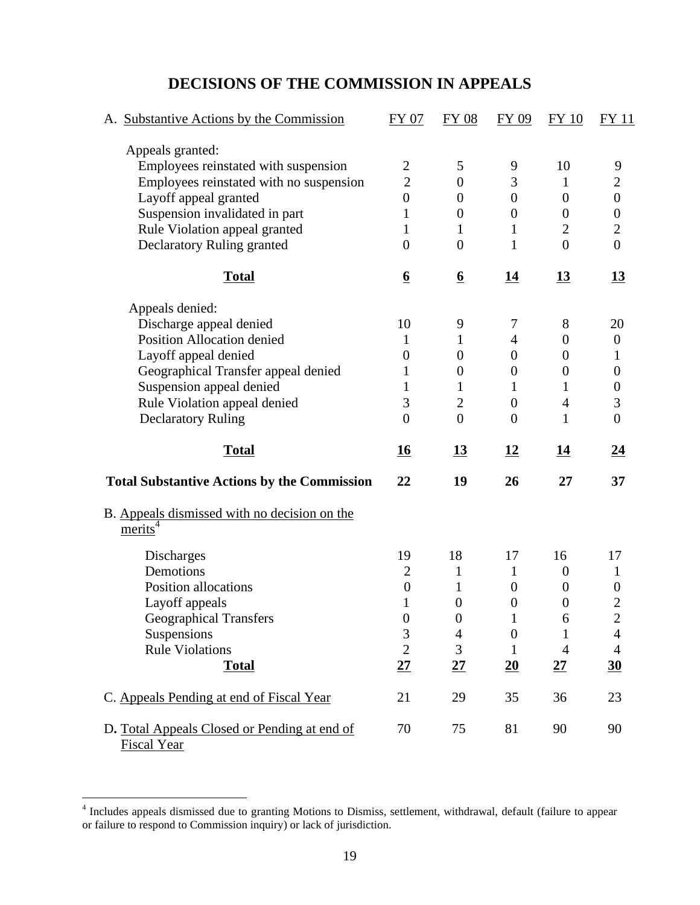# DECISIONS OF THE COMMISSION IN APPEALS

| A. Substantive Actions by the Commission | FY 07 | FY 08 | FY 09 | FY 10 | FY 11 |
|---|---|---|---|---|---|
| Appeals granted: | | | | | |
| Employees reinstated with suspension | 2 | 5 | 9 | 10 | 9 |
| Employees reinstated with no suspension | 2 | 0 | 3 | 1 | 2 |
| Layoff appeal granted | 0 | 0 | 0 | 0 | 0 |
| Suspension invalidated in part | 1 | 0 | 0 | 0 | 0 |
| Rule Violation appeal granted | 1 | 1 | 1 | 2 | 2 |
| Declaratory Ruling granted | 0 | 0 | 1 | 0 | 0 |
| **Total** | **6** | **6** | **14** | **13** | **13** |
| Appeals denied: | | | | | |
| Discharge appeal denied | 10 | 9 | 7 | 8 | 20 |
| Position Allocation denied | 1 | 1 | 4 | 0 | 0 |
| Layoff appeal denied | 0 | 0 | 0 | 0 | 1 |
| Geographical Transfer appeal denied | 1 | 0 | 0 | 0 | 0 |
| Suspension appeal denied | 1 | 1 | 1 | 1 | 0 |
| Rule Violation appeal denied | 3 | 2 | 0 | 4 | 3 |
| Declaratory Ruling | 0 | 0 | 0 | 1 | 0 |
| **Total** | **16** | **13** | **12** | **14** | **24** |
| **Total Substantive Actions by the Commission** | **22** | **19** | **26** | **27** | **37** |
| B. Appeals dismissed with no decision on the merits[4] | | | | | |
| Discharges | 19 | 18 | 17 | 16 | 17 |
| Demotions | 2 | 1 | 1 | 0 | 1 |
| Position allocations | 0 | 1 | 0 | 0 | 0 |
| Layoff appeals | 1 | 0 | 0 | 0 | 2 |
| Geographical Transfers | 0 | 0 | 1 | 6 | 2 |
| Suspensions | 3 | 4 | 0 | 1 | 4 |
| Rule Violations | 2 | 3 | 1 | 4 | 4 |
| **Total** | **27** | **27** | **20** | **27** | **30** |
| C. Appeals Pending at end of Fiscal Year | 21 | 29 | 35 | 36 | 23 |
| D. Total Appeals Closed or Pending at end of Fiscal Year | 70 | 75 | 81 | 90 | 90 |

[4] Includes appeals dismissed due to granting Motions to Dismiss, settlement, withdrawal, default (failure to appear or failure to respond to Commission inquiry) or lack of jurisdiction.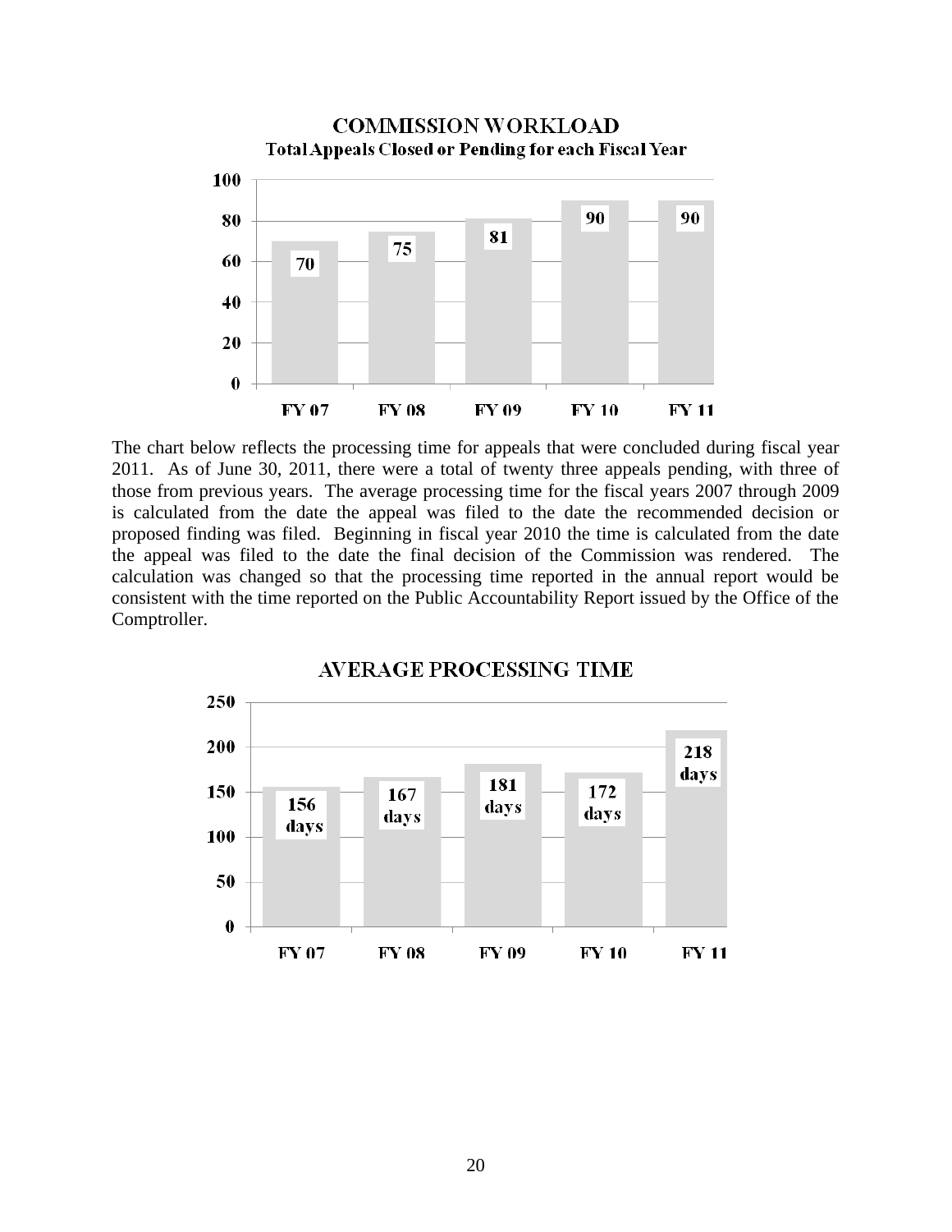**COMMISSION WORKLOAD**
**Total Appeals Closed or Pending for each Fiscal Year**

100
80
60
40
20
0

70
75
81
90
90

FY 07
FY 08
FY 09
FY 10
FY 11

The chart below reflects the processing time for appeals that were concluded during fiscal year 2011. As of June 30, 2011, there were a total of twenty three appeals pending, with three of those from previous years. The average processing time for the fiscal years 2007 through 2009 is calculated from the date the appeal was filed to the date the recommended decision or proposed finding was filed. Beginning in fiscal year 2010 the time is calculated from the date the appeal was filed to the date the final decision of the Commission was rendered. The calculation was changed so that the processing time reported in the annual report would be consistent with the time reported on the Public Accountability Report issued by the Office of the Comptroller.

**AVERAGE PROCESSING TIME**

250
200
150
100
50
0

156 days
167 days
181 days
172 days
218 days

FY 07
FY 08
FY 09
FY 10
FY 11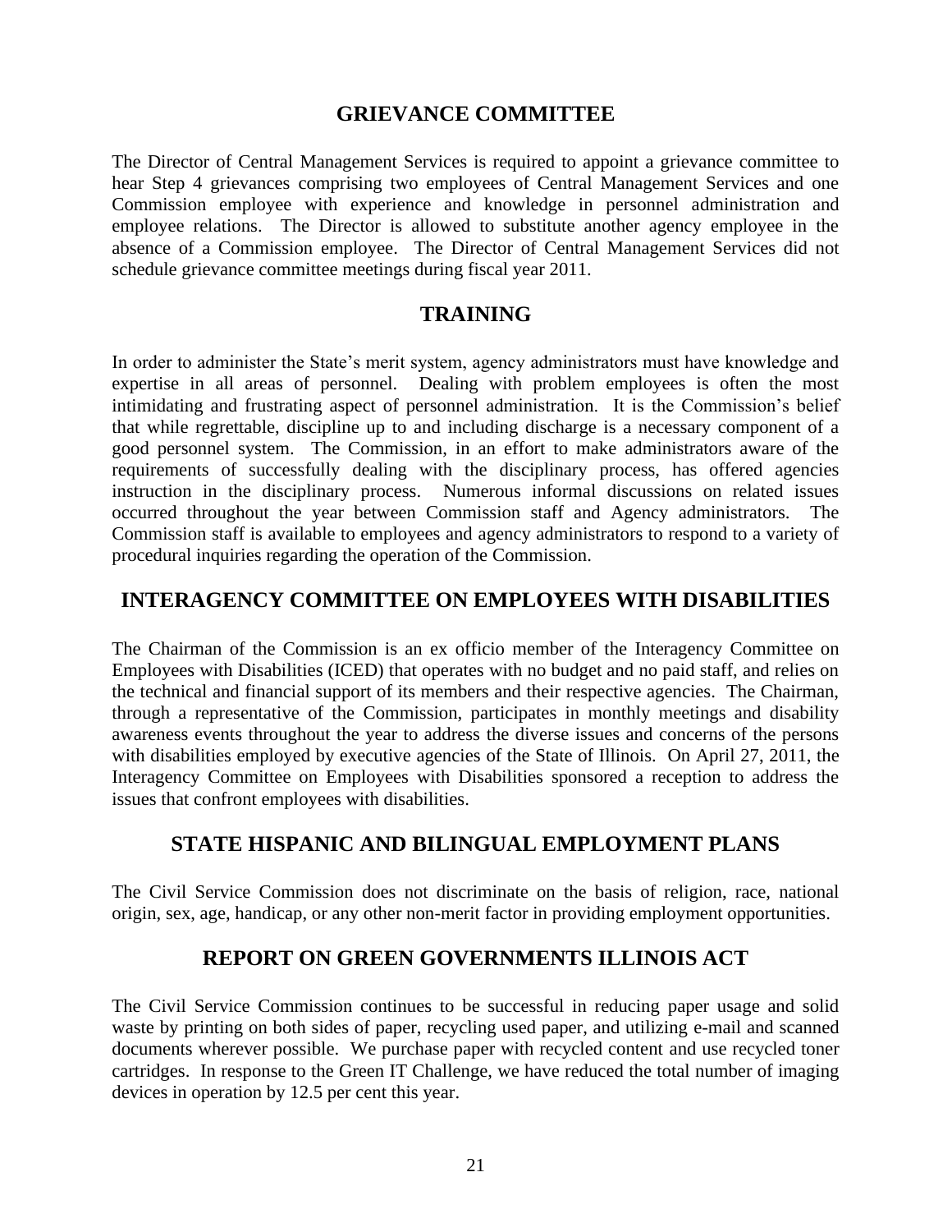## GRIEVANCE COMMITTEE

The Director of Central Management Services is required to appoint a grievance committee to hear Step 4 grievances comprising two employees of Central Management Services and one Commission employee with experience and knowledge in personnel administration and employee relations. The Director is allowed to substitute another agency employee in the absence of a Commission employee. The Director of Central Management Services did not schedule grievance committee meetings during fiscal year 2011.

## TRAINING

In order to administer the State's merit system, agency administrators must have knowledge and expertise in all areas of personnel. Dealing with problem employees is often the most intimidating and frustrating aspect of personnel administration. It is the Commission's belief that while regrettable, discipline up to and including discharge is a necessary component of a good personnel system. The Commission, in an effort to make administrators aware of the requirements of successfully dealing with the disciplinary process, has offered agencies instruction in the disciplinary process. Numerous informal discussions on related issues occurred throughout the year between Commission staff and Agency administrators. The Commission staff is available to employees and agency administrators to respond to a variety of procedural inquiries regarding the operation of the Commission.

## INTERAGENCY COMMITTEE ON EMPLOYEES WITH DISABILITIES

The Chairman of the Commission is an ex officio member of the Interagency Committee on Employees with Disabilities (ICED) that operates with no budget and no paid staff, and relies on the technical and financial support of its members and their respective agencies. The Chairman, through a representative of the Commission, participates in monthly meetings and disability awareness events throughout the year to address the diverse issues and concerns of the persons with disabilities employed by executive agencies of the State of Illinois. On April 27, 2011, the Interagency Committee on Employees with Disabilities sponsored a reception to address the issues that confront employees with disabilities.

## STATE HISPANIC AND BILINGUAL EMPLOYMENT PLANS

The Civil Service Commission does not discriminate on the basis of religion, race, national origin, sex, age, handicap, or any other non-merit factor in providing employment opportunities.

## REPORT ON GREEN GOVERNMENTS ILLINOIS ACT

The Civil Service Commission continues to be successful in reducing paper usage and solid waste by printing on both sides of paper, recycling used paper, and utilizing e-mail and scanned documents wherever possible. We purchase paper with recycled content and use recycled toner cartridges. In response to the Green IT Challenge, we have reduced the total number of imaging devices in operation by 12.5 per cent this year.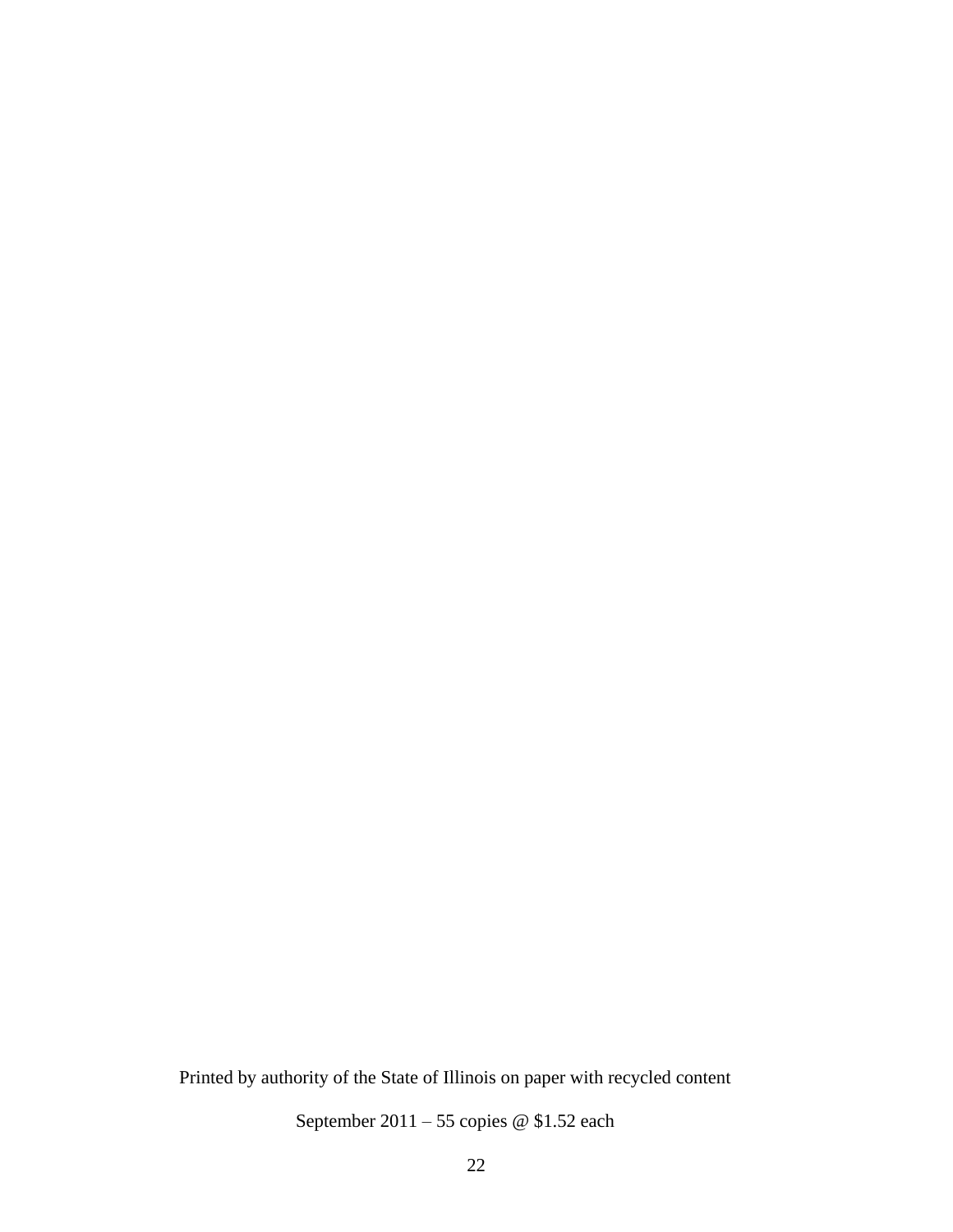Printed by authority of the State of Illinois on paper with recycled content

September 2011 – 55 copies @ $1.52 each